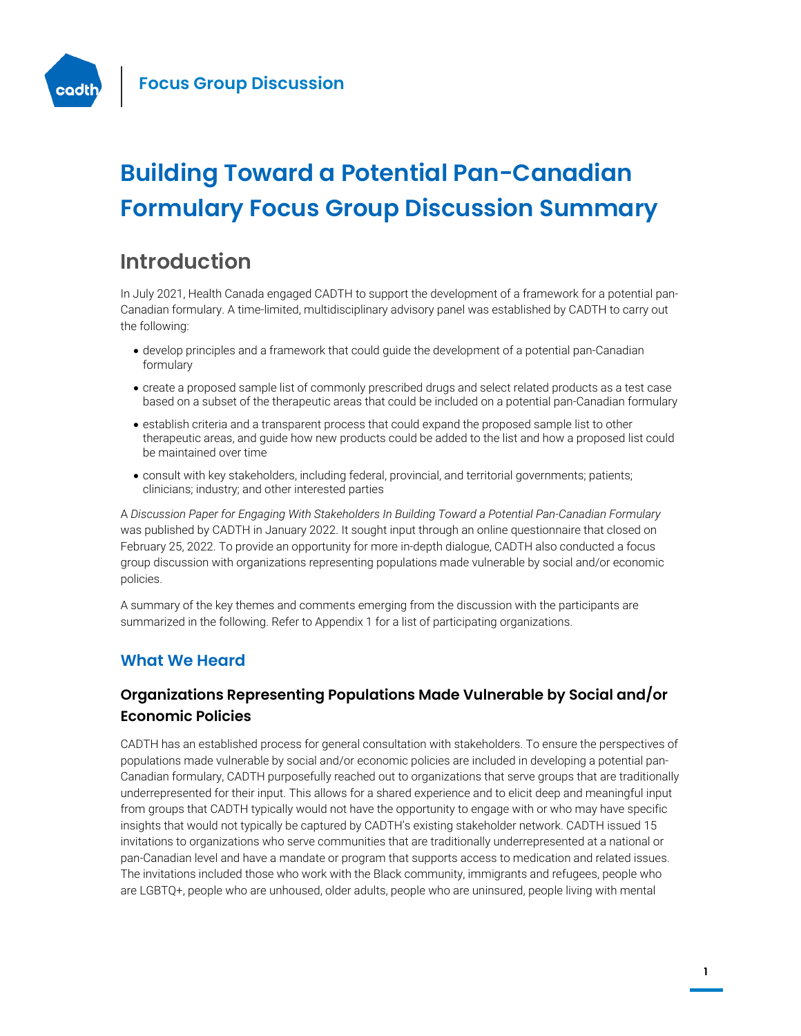Focus Group Discussion

# Building Toward a Potential Pan-Canadian Formulary Focus Group Discussion Summary

## Introduction

In July 2021, Health Canada engaged CADTH to support the development of a framework for a potential pan-Canadian formulary. A time-limited, multidisciplinary advisory panel was established by CADTH to carry out the following:

- develop principles and a framework that could guide the development of a potential pan-Canadian formulary
- create a proposed sample list of commonly prescribed drugs and select related products as a test case based on a subset of the therapeutic areas that could be included on a potential pan-Canadian formulary
- establish criteria and a transparent process that could expand the proposed sample list to other therapeutic areas, and guide how new products could be added to the list and how a proposed list could be maintained over time
- consult with key stakeholders, including federal, provincial, and territorial governments; patients; clinicians; industry; and other interested parties

A *Discussion Paper for Engaging With Stakeholders In Building Toward a Potential Pan-Canadian Formulary* was published by CADTH in January 2022. It sought input through an online questionnaire that closed on February 25, 2022. To provide an opportunity for more in-depth dialogue, CADTH also conducted a focus group discussion with organizations representing populations made vulnerable by social and/or economic policies.

A summary of the key themes and comments emerging from the discussion with the participants are summarized in the following. Refer to Appendix 1 for a list of participating organizations.

### What We Heard

#### Organizations Representing Populations Made Vulnerable by Social and/or Economic Policies

CADTH has an established process for general consultation with stakeholders. To ensure the perspectives of populations made vulnerable by social and/or economic policies are included in developing a potential pan-Canadian formulary, CADTH purposefully reached out to organizations that serve groups that are traditionally underrepresented for their input. This allows for a shared experience and to elicit deep and meaningful input from groups that CADTH typically would not have the opportunity to engage with or who may have specific insights that would not typically be captured by CADTH's existing stakeholder network. CADTH issued 15 invitations to organizations who serve communities that are traditionally underrepresented at a national or pan-Canadian level and have a mandate or program that supports access to medication and related issues. The invitations included those who work with the Black community, immigrants and refugees, people who are LGBTQ+, people who are unhoused, older adults, people who are uninsured, people living with mental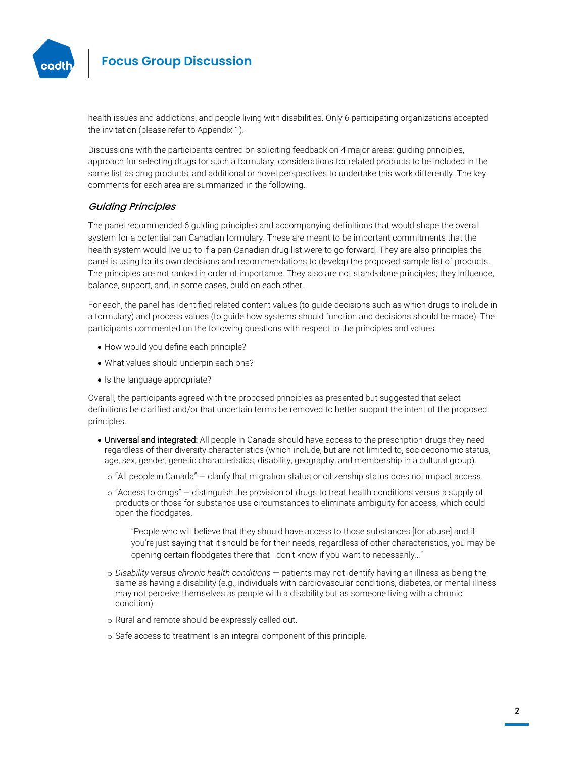health issues and addictions, and people living with disabilities. Only 6 participating organizations accepted the invitation (please refer to Appendix 1).

Discussions with the participants centred on soliciting feedback on 4 major areas: guiding principles, approach for selecting drugs for such a formulary, considerations for related products to be included in the same list as drug products, and additional or novel perspectives to undertake this work differently. The key comments for each area are summarized in the following.

### *Guiding Principles*

The panel recommended 6 guiding principles and accompanying definitions that would shape the overall system for a potential pan-Canadian formulary. These are meant to be important commitments that the health system would live up to if a pan-Canadian drug list were to go forward. They are also principles the panel is using for its own decisions and recommendations to develop the proposed sample list of products. The principles are not ranked in order of importance. They also are not stand-alone principles; they influence, balance, support, and, in some cases, build on each other.

For each, the panel has identified related content values (to guide decisions such as which drugs to include in a formulary) and process values (to guide how systems should function and decisions should be made). The participants commented on the following questions with respect to the principles and values.

- How would you define each principle?
- What values should underpin each one?
- Is the language appropriate?

Overall, the participants agreed with the proposed principles as presented but suggested that select definitions be clarified and/or that uncertain terms be removed to better support the intent of the proposed principles.

- Universal and integrated: All people in Canada should have access to the prescription drugs they need regardless of their diversity characteristics (which include, but are not limited to, socioeconomic status, age, sex, gender, genetic characteristics, disability, geography, and membership in a cultural group).
  - "All people in Canada" — clarify that migration status or citizenship status does not impact access.
  - "Access to drugs" — distinguish the provision of drugs to treat health conditions versus a supply of products or those for substance use circumstances to eliminate ambiguity for access, which could open the floodgates.

    > "People who will believe that they should have access to those substances [for abuse] and if you're just saying that it should be for their needs, regardless of other characteristics, you may be opening certain floodgates there that I don't know if you want to necessarily…"

  - *Disability* versus *chronic health conditions* — patients may not identify having an illness as being the same as having a disability (e.g., individuals with cardiovascular conditions, diabetes, or mental illness may not perceive themselves as people with a disability but as someone living with a chronic condition).
  - Rural and remote should be expressly called out.
  - Safe access to treatment is an integral component of this principle.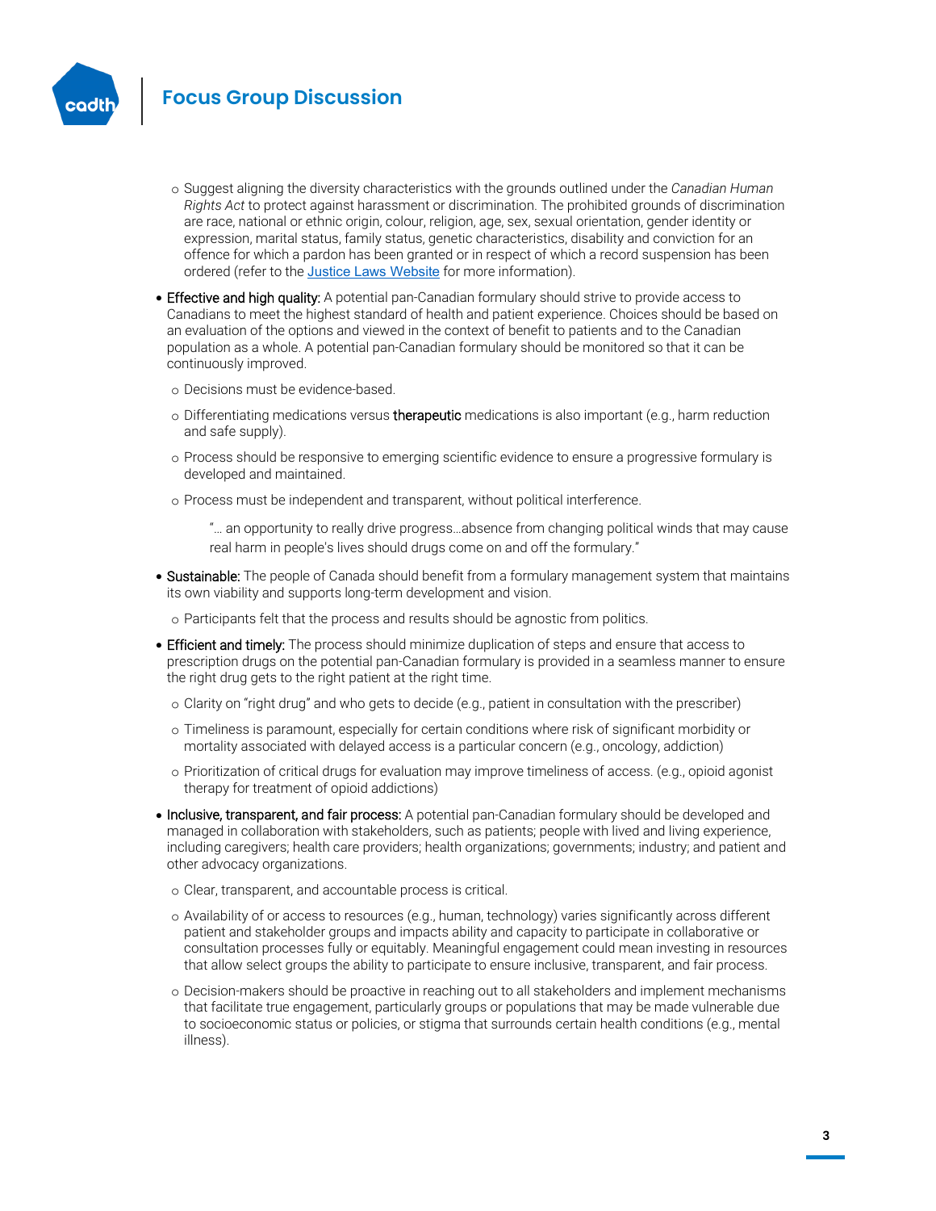- Suggest aligning the diversity characteristics with the grounds outlined under the *Canadian Human Rights Act* to protect against harassment or discrimination. The prohibited grounds of discrimination are race, national or ethnic origin, colour, religion, age, sex, sexual orientation, gender identity or expression, marital status, family status, genetic characteristics, disability and conviction for an offence for which a pardon has been granted or in respect of which a record suspension has been ordered (refer to the Justice Laws Website for more information).

- **Effective and high quality:** A potential pan-Canadian formulary should strive to provide access to Canadians to meet the highest standard of health and patient experience. Choices should be based on an evaluation of the options and viewed in the context of benefit to patients and to the Canadian population as a whole. A potential pan-Canadian formulary should be monitored so that it can be continuously improved.
  - Decisions must be evidence-based.
  - Differentiating medications versus **therapeutic** medications is also important (e.g., harm reduction and safe supply).
  - Process should be responsive to emerging scientific evidence to ensure a progressive formulary is developed and maintained.
  - Process must be independent and transparent, without political interference.

    "… an opportunity to really drive progress…absence from changing political winds that may cause real harm in people's lives should drugs come on and off the formulary."

- **Sustainable:** The people of Canada should benefit from a formulary management system that maintains its own viability and supports long-term development and vision.
  - Participants felt that the process and results should be agnostic from politics.

- **Efficient and timely:** The process should minimize duplication of steps and ensure that access to prescription drugs on the potential pan-Canadian formulary is provided in a seamless manner to ensure the right drug gets to the right patient at the right time.
  - Clarity on "right drug" and who gets to decide (e.g., patient in consultation with the prescriber)
  - Timeliness is paramount, especially for certain conditions where risk of significant morbidity or mortality associated with delayed access is a particular concern (e.g., oncology, addiction)
  - Prioritization of critical drugs for evaluation may improve timeliness of access. (e.g., opioid agonist therapy for treatment of opioid addictions)

- **Inclusive, transparent, and fair process:** A potential pan-Canadian formulary should be developed and managed in collaboration with stakeholders, such as patients; people with lived and living experience, including caregivers; health care providers; health organizations; governments; industry; and patient and other advocacy organizations.
  - Clear, transparent, and accountable process is critical.
  - Availability of or access to resources (e.g., human, technology) varies significantly across different patient and stakeholder groups and impacts ability and capacity to participate in collaborative or consultation processes fully or equitably. Meaningful engagement could mean investing in resources that allow select groups the ability to participate to ensure inclusive, transparent, and fair process.
  - Decision-makers should be proactive in reaching out to all stakeholders and implement mechanisms that facilitate true engagement, particularly groups or populations that may be made vulnerable due to socioeconomic status or policies, or stigma that surrounds certain health conditions (e.g., mental illness).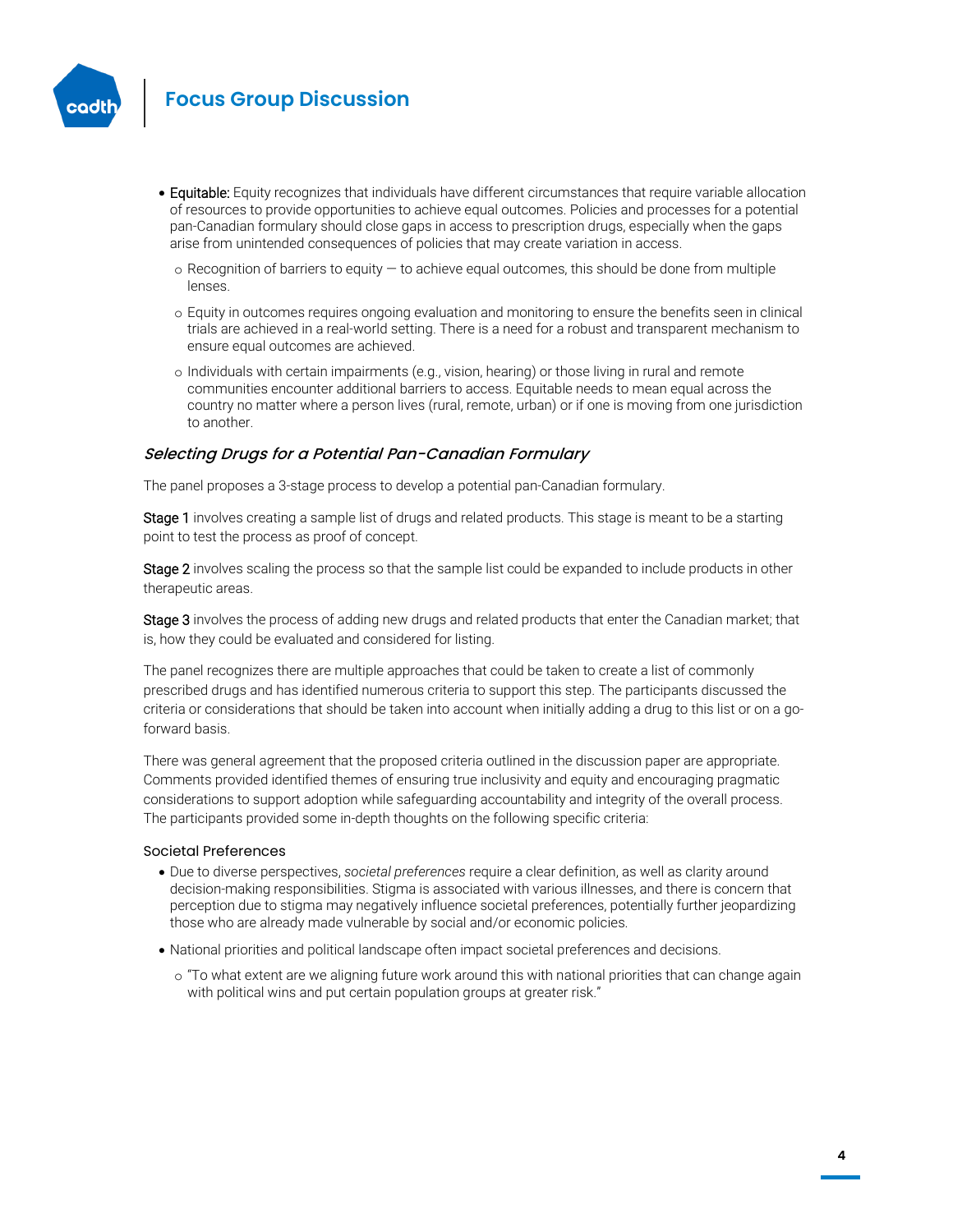- Equitable: Equity recognizes that individuals have different circumstances that require variable allocation of resources to provide opportunities to achieve equal outcomes. Policies and processes for a potential pan-Canadian formulary should close gaps in access to prescription drugs, especially when the gaps arise from unintended consequences of policies that may create variation in access.
    - Recognition of barriers to equity — to achieve equal outcomes, this should be done from multiple lenses.
    - Equity in outcomes requires ongoing evaluation and monitoring to ensure the benefits seen in clinical trials are achieved in a real-world setting. There is a need for a robust and transparent mechanism to ensure equal outcomes are achieved.
    - Individuals with certain impairments (e.g., vision, hearing) or those living in rural and remote communities encounter additional barriers to access. Equitable needs to mean equal across the country no matter where a person lives (rural, remote, urban) or if one is moving from one jurisdiction to another.

### *Selecting Drugs for a Potential Pan-Canadian Formulary*

The panel proposes a 3-stage process to develop a potential pan-Canadian formulary.

Stage 1 involves creating a sample list of drugs and related products. This stage is meant to be a starting point to test the process as proof of concept.

Stage 2 involves scaling the process so that the sample list could be expanded to include products in other therapeutic areas.

Stage 3 involves the process of adding new drugs and related products that enter the Canadian market; that is, how they could be evaluated and considered for listing.

The panel recognizes there are multiple approaches that could be taken to create a list of commonly prescribed drugs and has identified numerous criteria to support this step. The participants discussed the criteria or considerations that should be taken into account when initially adding a drug to this list or on a go-forward basis.

There was general agreement that the proposed criteria outlined in the discussion paper are appropriate. Comments provided identified themes of ensuring true inclusivity and equity and encouraging pragmatic considerations to support adoption while safeguarding accountability and integrity of the overall process. The participants provided some in-depth thoughts on the following specific criteria:

#### Societal Preferences

- Due to diverse perspectives, *societal preferences* require a clear definition, as well as clarity around decision-making responsibilities. Stigma is associated with various illnesses, and there is concern that perception due to stigma may negatively influence societal preferences, potentially further jeopardizing those who are already made vulnerable by social and/or economic policies.
- National priorities and political landscape often impact societal preferences and decisions.
    - "To what extent are we aligning future work around this with national priorities that can change again with political wins and put certain population groups at greater risk."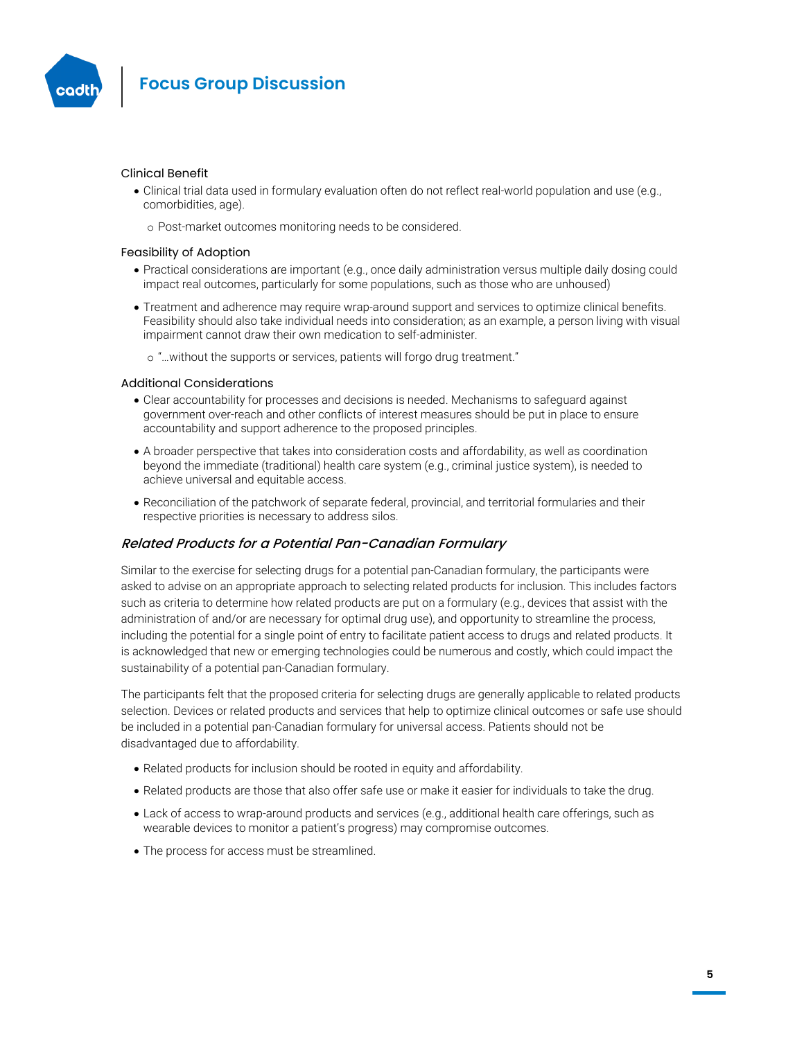#### Clinical Benefit

- Clinical trial data used in formulary evaluation often do not reflect real-world population and use (e.g., comorbidities, age).
  - Post-market outcomes monitoring needs to be considered.

#### Feasibility of Adoption

- Practical considerations are important (e.g., once daily administration versus multiple daily dosing could impact real outcomes, particularly for some populations, such as those who are unhoused)
- Treatment and adherence may require wrap-around support and services to optimize clinical benefits. Feasibility should also take individual needs into consideration; as an example, a person living with visual impairment cannot draw their own medication to self-administer.
  - "…without the supports or services, patients will forgo drug treatment."

#### Additional Considerations

- Clear accountability for processes and decisions is needed. Mechanisms to safeguard against government over-reach and other conflicts of interest measures should be put in place to ensure accountability and support adherence to the proposed principles.
- A broader perspective that takes into consideration costs and affordability, as well as coordination beyond the immediate (traditional) health care system (e.g., criminal justice system), is needed to achieve universal and equitable access.
- Reconciliation of the patchwork of separate federal, provincial, and territorial formularies and their respective priorities is necessary to address silos.

### *Related Products for a Potential Pan-Canadian Formulary*

Similar to the exercise for selecting drugs for a potential pan-Canadian formulary, the participants were asked to advise on an appropriate approach to selecting related products for inclusion. This includes factors such as criteria to determine how related products are put on a formulary (e.g., devices that assist with the administration of and/or are necessary for optimal drug use), and opportunity to streamline the process, including the potential for a single point of entry to facilitate patient access to drugs and related products. It is acknowledged that new or emerging technologies could be numerous and costly, which could impact the sustainability of a potential pan-Canadian formulary.

The participants felt that the proposed criteria for selecting drugs are generally applicable to related products selection. Devices or related products and services that help to optimize clinical outcomes or safe use should be included in a potential pan-Canadian formulary for universal access. Patients should not be disadvantaged due to affordability.

- Related products for inclusion should be rooted in equity and affordability.
- Related products are those that also offer safe use or make it easier for individuals to take the drug.
- Lack of access to wrap-around products and services (e.g., additional health care offerings, such as wearable devices to monitor a patient's progress) may compromise outcomes.
- The process for access must be streamlined.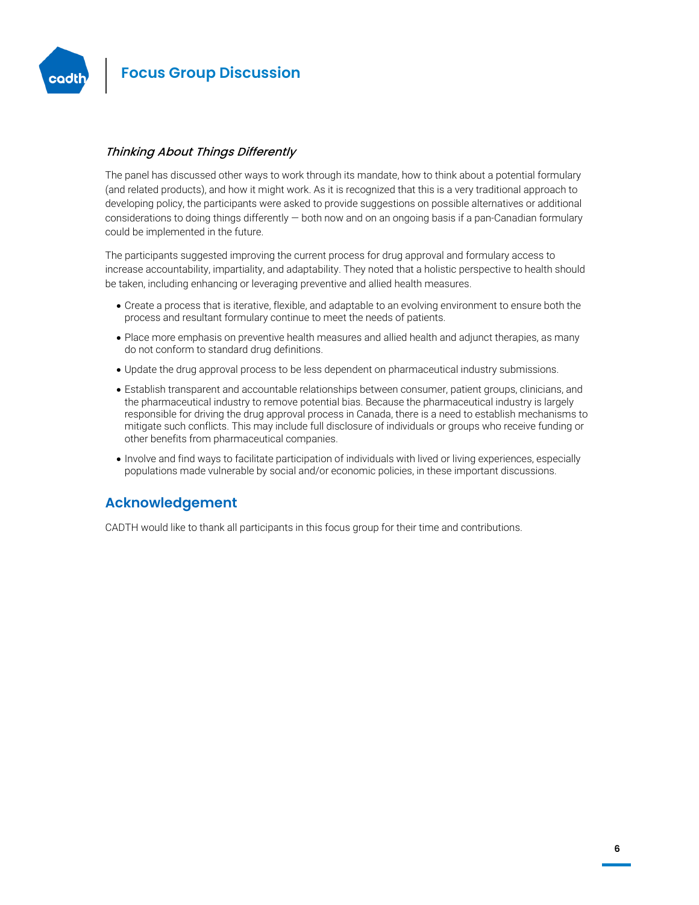### *Thinking About Things Differently*

The panel has discussed other ways to work through its mandate, how to think about a potential formulary (and related products), and how it might work. As it is recognized that this is a very traditional approach to developing policy, the participants were asked to provide suggestions on possible alternatives or additional considerations to doing things differently — both now and on an ongoing basis if a pan-Canadian formulary could be implemented in the future.

The participants suggested improving the current process for drug approval and formulary access to increase accountability, impartiality, and adaptability. They noted that a holistic perspective to health should be taken, including enhancing or leveraging preventive and allied health measures.

- Create a process that is iterative, flexible, and adaptable to an evolving environment to ensure both the process and resultant formulary continue to meet the needs of patients.
- Place more emphasis on preventive health measures and allied health and adjunct therapies, as many do not conform to standard drug definitions.
- Update the drug approval process to be less dependent on pharmaceutical industry submissions.
- Establish transparent and accountable relationships between consumer, patient groups, clinicians, and the pharmaceutical industry to remove potential bias. Because the pharmaceutical industry is largely responsible for driving the drug approval process in Canada, there is a need to establish mechanisms to mitigate such conflicts. This may include full disclosure of individuals or groups who receive funding or other benefits from pharmaceutical companies.
- Involve and find ways to facilitate participation of individuals with lived or living experiences, especially populations made vulnerable by social and/or economic policies, in these important discussions.

## Acknowledgement

CADTH would like to thank all participants in this focus group for their time and contributions.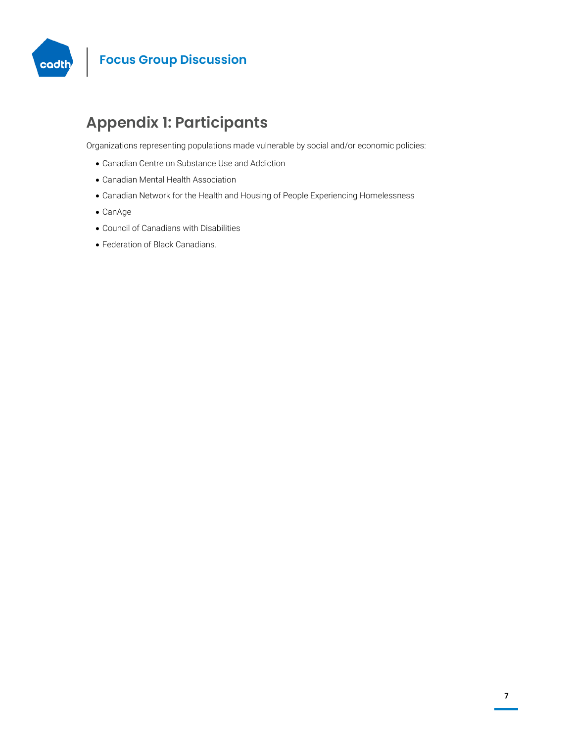# Appendix 1: Participants

Organizations representing populations made vulnerable by social and/or economic policies:

- Canadian Centre on Substance Use and Addiction
- Canadian Mental Health Association
- Canadian Network for the Health and Housing of People Experiencing Homelessness
- CanAge
- Council of Canadians with Disabilities
- Federation of Black Canadians.